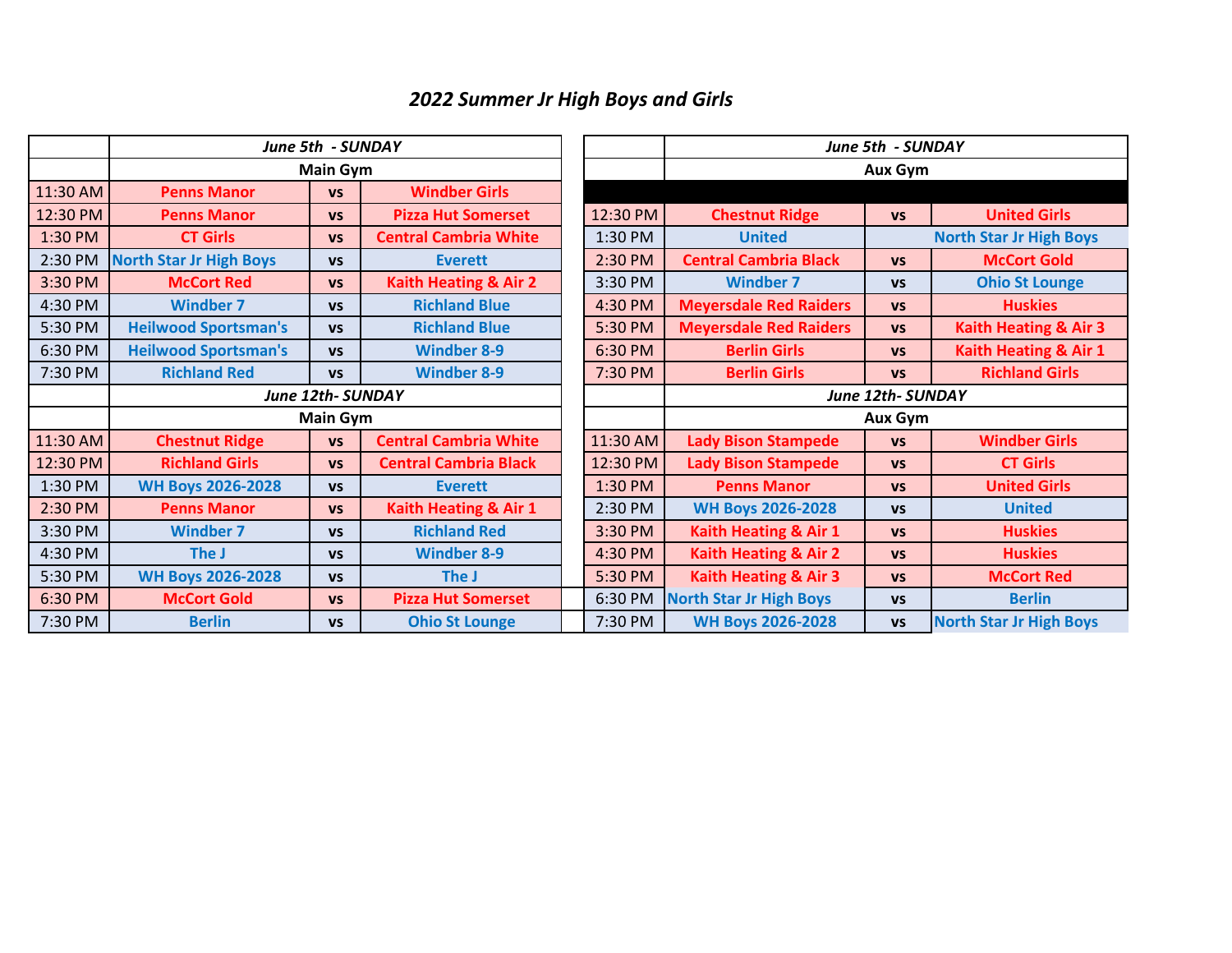# *2022 Summer Jr High Boys and Girls*

| | *June 5th - SUNDAY* | | |
|---|---|---|---|
| | **Main Gym** | | |
| 11:30 AM | **Penns Manor** | **vs** | **Windber Girls** |
| 12:30 PM | **Penns Manor** | **vs** | **Pizza Hut Somerset** |
| 1:30 PM | **CT Girls** | **vs** | **Central Cambria White** |
| 2:30 PM | **North Star Jr High Boys** | **vs** | **Everett** |
| 3:30 PM | **McCort Red** | **vs** | **Kaith Heating & Air 2** |
| 4:30 PM | **Windber 7** | **vs** | **Richland Blue** |
| 5:30 PM | **Heilwood Sportsman's** | **vs** | **Richland Blue** |
| 6:30 PM | **Heilwood Sportsman's** | **vs** | **Windber 8-9** |
| 7:30 PM | **Richland Red** | **vs** | **Windber 8-9** |
| | *June 12th- SUNDAY* | | |
| | **Main Gym** | | |
| 11:30 AM | **Chestnut Ridge** | **vs** | **Central Cambria White** |
| 12:30 PM | **Richland Girls** | **vs** | **Central Cambria Black** |
| 1:30 PM | **WH Boys 2026-2028** | **vs** | **Everett** |
| 2:30 PM | **Penns Manor** | **vs** | **Kaith Heating & Air 1** |
| 3:30 PM | **Windber 7** | **vs** | **Richland Red** |
| 4:30 PM | **The J** | **vs** | **Windber 8-9** |
| 5:30 PM | **WH Boys 2026-2028** | **vs** | **The J** |
| 6:30 PM | **McCort Gold** | **vs** | **Pizza Hut Somerset** |
| 7:30 PM | **Berlin** | **vs** | **Ohio St Lounge** |

| | *June 5th - SUNDAY* | | |
|---|---|---|---|
| | **Aux Gym** | | |
| | | | |
| 12:30 PM | **Chestnut Ridge** | **vs** | **United Girls** |
| 1:30 PM | **United** | | **North Star Jr High Boys** |
| 2:30 PM | **Central Cambria Black** | **vs** | **McCort Gold** |
| 3:30 PM | **Windber 7** | **vs** | **Ohio St Lounge** |
| 4:30 PM | **Meyersdale Red Raiders** | **vs** | **Huskies** |
| 5:30 PM | **Meyersdale Red Raiders** | **vs** | **Kaith Heating & Air 3** |
| 6:30 PM | **Berlin Girls** | **vs** | **Kaith Heating & Air 1** |
| 7:30 PM | **Berlin Girls** | **vs** | **Richland Girls** |
| | *June 12th- SUNDAY* | | |
| | **Aux Gym** | | |
| 11:30 AM | **Lady Bison Stampede** | **vs** | **Windber Girls** |
| 12:30 PM | **Lady Bison Stampede** | **vs** | **CT Girls** |
| 1:30 PM | **Penns Manor** | **vs** | **United Girls** |
| 2:30 PM | **WH Boys 2026-2028** | **vs** | **United** |
| 3:30 PM | **Kaith Heating & Air 1** | **vs** | **Huskies** |
| 4:30 PM | **Kaith Heating & Air 2** | **vs** | **Huskies** |
| 5:30 PM | **Kaith Heating & Air 3** | **vs** | **McCort Red** |
| 6:30 PM | **North Star Jr High Boys** | **vs** | **Berlin** |
| 7:30 PM | **WH Boys 2026-2028** | **vs** | **North Star Jr High Boys** |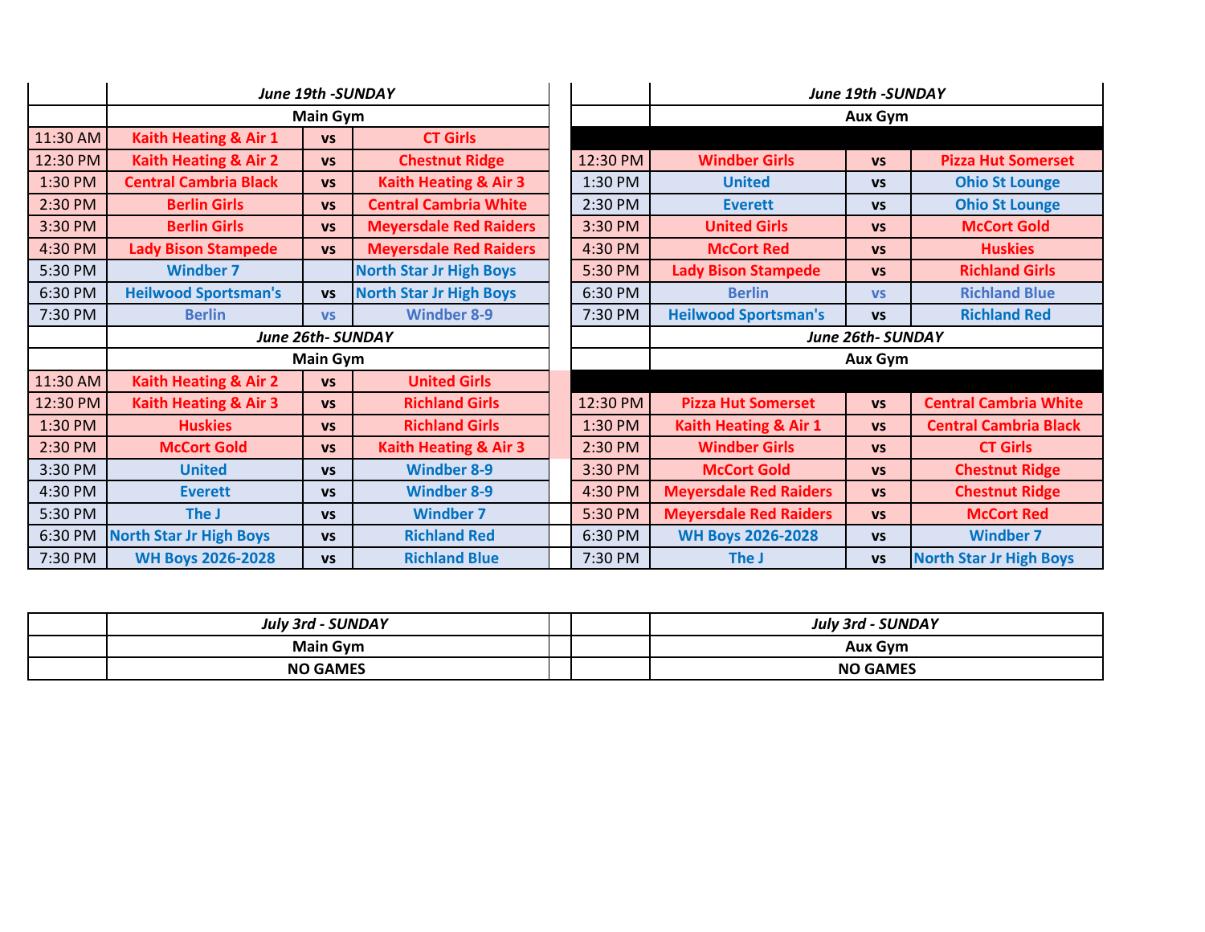| | June 19th -SUNDAY | | |
|---|---|---|---|
| | Main Gym | | |
| 11:30 AM | Kaith Heating & Air 1 | vs | CT Girls |
| 12:30 PM | Kaith Heating & Air 2 | vs | Chestnut Ridge |
| 1:30 PM | Central Cambria Black | vs | Kaith Heating & Air 3 |
| 2:30 PM | Berlin Girls | vs | Central Cambria White |
| 3:30 PM | Berlin Girls | vs | Meyersdale Red Raiders |
| 4:30 PM | Lady Bison Stampede | vs | Meyersdale Red Raiders |
| 5:30 PM | Windber 7 | | North Star Jr High Boys |
| 6:30 PM | Heilwood Sportsman's | vs | North Star Jr High Boys |
| 7:30 PM | Berlin | vs | Windber 8-9 |

| | June 19th -SUNDAY | | |
|---|---|---|---|
| | Aux Gym | | |
| | | | |
| 12:30 PM | Windber Girls | vs | Pizza Hut Somerset |
| 1:30 PM | United | vs | Ohio St Lounge |
| 2:30 PM | Everett | vs | Ohio St Lounge |
| 3:30 PM | United Girls | vs | McCort Gold |
| 4:30 PM | McCort Red | vs | Huskies |
| 5:30 PM | Lady Bison Stampede | vs | Richland Girls |
| 6:30 PM | Berlin | vs | Richland Blue |
| 7:30 PM | Heilwood Sportsman's | vs | Richland Red |

| | June 26th- SUNDAY | | |
|---|---|---|---|
| | Main Gym | | |
| 11:30 AM | Kaith Heating & Air 2 | vs | United Girls |
| 12:30 PM | Kaith Heating & Air 3 | vs | Richland Girls |
| 1:30 PM | Huskies | vs | Richland Girls |
| 2:30 PM | McCort Gold | vs | Kaith Heating & Air 3 |
| 3:30 PM | United | vs | Windber 8-9 |
| 4:30 PM | Everett | vs | Windber 8-9 |
| 5:30 PM | The J | vs | Windber 7 |
| 6:30 PM | North Star Jr High Boys | vs | Richland Red |
| 7:30 PM | WH Boys 2026-2028 | vs | Richland Blue |

| | June 26th- SUNDAY | | |
|---|---|---|---|
| | Aux Gym | | |
| | | | |
| 12:30 PM | Pizza Hut Somerset | vs | Central Cambria White |
| 1:30 PM | Kaith Heating & Air 1 | vs | Central Cambria Black |
| 2:30 PM | Windber Girls | vs | CT Girls |
| 3:30 PM | McCort Gold | vs | Chestnut Ridge |
| 4:30 PM | Meyersdale Red Raiders | vs | Chestnut Ridge |
| 5:30 PM | Meyersdale Red Raiders | vs | McCort Red |
| 6:30 PM | WH Boys 2026-2028 | vs | Windber 7 |
| 7:30 PM | The J | vs | North Star Jr High Boys |

| | July 3rd - SUNDAY |
|---|---|
| | Main Gym |
| | NO GAMES |

| | July 3rd - SUNDAY |
|---|---|
| | Aux Gym |
| | NO GAMES |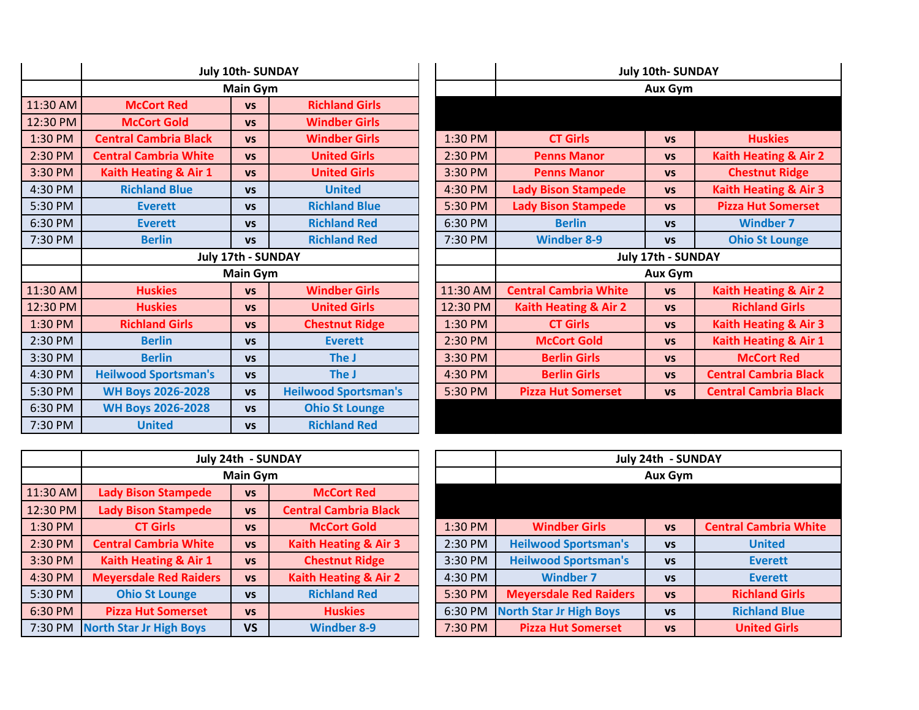| | July 10th- SUNDAY | | |
|---|---|---|---|
| | Main Gym | | |
| 11:30 AM | McCort Red | vs | Richland Girls |
| 12:30 PM | McCort Gold | vs | Windber Girls |
| 1:30 PM | Central Cambria Black | vs | Windber Girls |
| 2:30 PM | Central Cambria White | vs | United Girls |
| 3:30 PM | Kaith Heating & Air 1 | vs | United Girls |
| 4:30 PM | Richland Blue | vs | United |
| 5:30 PM | Everett | vs | Richland Blue |
| 6:30 PM | Everett | vs | Richland Red |
| 7:30 PM | Berlin | vs | Richland Red |

| | July 10th- SUNDAY | | |
|---|---|---|---|
| | Aux Gym | | |
| | | | |
| | | | |
| 1:30 PM | CT Girls | vs | Huskies |
| 2:30 PM | Penns Manor | vs | Kaith Heating & Air 2 |
| 3:30 PM | Penns Manor | vs | Chestnut Ridge |
| 4:30 PM | Lady Bison Stampede | vs | Kaith Heating & Air 3 |
| 5:30 PM | Lady Bison Stampede | vs | Pizza Hut Somerset |
| 6:30 PM | Berlin | vs | Windber 7 |
| 7:30 PM | Windber 8-9 | vs | Ohio St Lounge |

| | July 17th - SUNDAY | | |
|---|---|---|---|
| | Main Gym | | |
| 11:30 AM | Huskies | vs | Windber Girls |
| 12:30 PM | Huskies | vs | United Girls |
| 1:30 PM | Richland Girls | vs | Chestnut Ridge |
| 2:30 PM | Berlin | vs | Everett |
| 3:30 PM | Berlin | vs | The J |
| 4:30 PM | Heilwood Sportsman's | vs | The J |
| 5:30 PM | WH Boys 2026-2028 | vs | Heilwood Sportsman's |
| 6:30 PM | WH Boys 2026-2028 | vs | Ohio St Lounge |
| 7:30 PM | United | vs | Richland Red |

| | July 17th - SUNDAY | | |
|---|---|---|---|
| | Aux Gym | | |
| 11:30 AM | Central Cambria White | vs | Kaith Heating & Air 2 |
| 12:30 PM | Kaith Heating & Air 2 | vs | Richland Girls |
| 1:30 PM | CT Girls | vs | Kaith Heating & Air 3 |
| 2:30 PM | McCort Gold | vs | Kaith Heating & Air 1 |
| 3:30 PM | Berlin Girls | vs | McCort Red |
| 4:30 PM | Berlin Girls | vs | Central Cambria Black |
| 5:30 PM | Pizza Hut Somerset | vs | Central Cambria Black |
| | | | |
| | | | |

| | July 24th - SUNDAY | | |
|---|---|---|---|
| | Main Gym | | |
| 11:30 AM | Lady Bison Stampede | vs | McCort Red |
| 12:30 PM | Lady Bison Stampede | vs | Central Cambria Black |
| 1:30 PM | CT Girls | vs | McCort Gold |
| 2:30 PM | Central Cambria White | vs | Kaith Heating & Air 3 |
| 3:30 PM | Kaith Heating & Air 1 | vs | Chestnut Ridge |
| 4:30 PM | Meyersdale Red Raiders | vs | Kaith Heating & Air 2 |
| 5:30 PM | Ohio St Lounge | vs | Richland Red |
| 6:30 PM | Pizza Hut Somerset | vs | Huskies |
| 7:30 PM | North Star Jr High Boys | VS | Windber 8-9 |

| | July 24th - SUNDAY | | |
|---|---|---|---|
| | Aux Gym | | |
| | | | |
| | | | |
| 1:30 PM | Windber Girls | vs | Central Cambria White |
| 2:30 PM | Heilwood Sportsman's | vs | United |
| 3:30 PM | Heilwood Sportsman's | vs | Everett |
| 4:30 PM | Windber 7 | vs | Everett |
| 5:30 PM | Meyersdale Red Raiders | vs | Richland Girls |
| 6:30 PM | North Star Jr High Boys | vs | Richland Blue |
| 7:30 PM | Pizza Hut Somerset | vs | United Girls |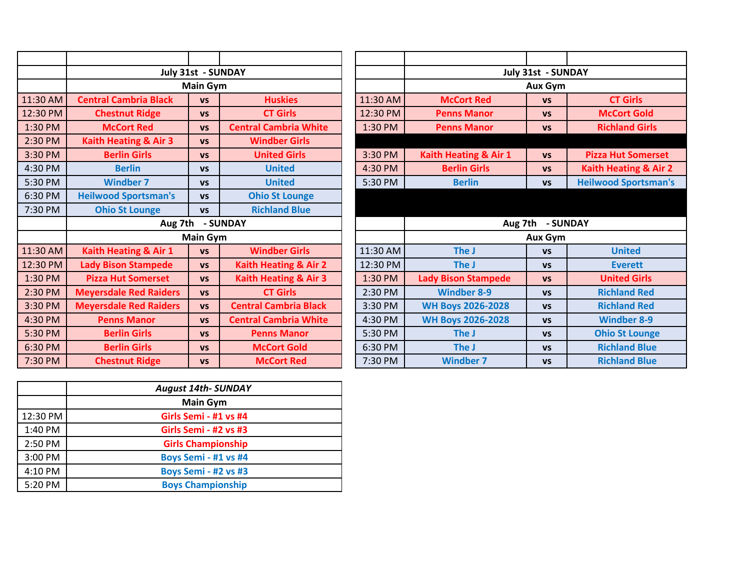| | July 31st - SUNDAY | | |
|---|---|---|---|
| | Main Gym | | |
| 11:30 AM | Central Cambria Black | vs | Huskies |
| 12:30 PM | Chestnut Ridge | vs | CT Girls |
| 1:30 PM | McCort Red | vs | Central Cambria White |
| 2:30 PM | Kaith Heating & Air 3 | vs | Windber Girls |
| 3:30 PM | Berlin Girls | vs | United Girls |
| 4:30 PM | Berlin | vs | United |
| 5:30 PM | Windber 7 | vs | United |
| 6:30 PM | Heilwood Sportsman's | vs | Ohio St Lounge |
| 7:30 PM | Ohio St Lounge | vs | Richland Blue |
| | Aug 7th - SUNDAY | | |
| | Main Gym | | |
| 11:30 AM | Kaith Heating & Air 1 | vs | Windber Girls |
| 12:30 PM | Lady Bison Stampede | vs | Kaith Heating & Air 2 |
| 1:30 PM | Pizza Hut Somerset | vs | Kaith Heating & Air 3 |
| 2:30 PM | Meyersdale Red Raiders | vs | CT Girls |
| 3:30 PM | Meyersdale Red Raiders | vs | Central Cambria Black |
| 4:30 PM | Penns Manor | vs | Central Cambria White |
| 5:30 PM | Berlin Girls | vs | Penns Manor |
| 6:30 PM | Berlin Girls | vs | McCort Gold |
| 7:30 PM | Chestnut Ridge | vs | McCort Red |

| | July 31st - SUNDAY | | |
|---|---|---|---|
| | Aux Gym | | |
| 11:30 AM | McCort Red | vs | CT Girls |
| 12:30 PM | Penns Manor | vs | McCort Gold |
| 1:30 PM | Penns Manor | vs | Richland Girls |
| | | | |
| 3:30 PM | Kaith Heating & Air 1 | vs | Pizza Hut Somerset |
| 4:30 PM | Berlin Girls | vs | Kaith Heating & Air 2 |
| 5:30 PM | Berlin | vs | Heilwood Sportsman's |
| | | | |
| | Aug 7th - SUNDAY | | |
| | Aux Gym | | |
| 11:30 AM | The J | vs | United |
| 12:30 PM | The J | vs | Everett |
| 1:30 PM | Lady Bison Stampede | vs | United Girls |
| 2:30 PM | Windber 8-9 | vs | Richland Red |
| 3:30 PM | WH Boys 2026-2028 | vs | Richland Red |
| 4:30 PM | WH Boys 2026-2028 | vs | Windber 8-9 |
| 5:30 PM | The J | vs | Ohio St Lounge |
| 6:30 PM | The J | vs | Richland Blue |
| 7:30 PM | Windber 7 | vs | Richland Blue |

| | *August 14th- SUNDAY* |
|---|---|
| | Main Gym |
| 12:30 PM | Girls Semi - #1 vs #4 |
| 1:40 PM | Girls Semi - #2 vs #3 |
| 2:50 PM | Girls Championship |
| 3:00 PM | Boys Semi - #1 vs #4 |
| 4:10 PM | Boys Semi - #2 vs #3 |
| 5:20 PM | Boys Championship |